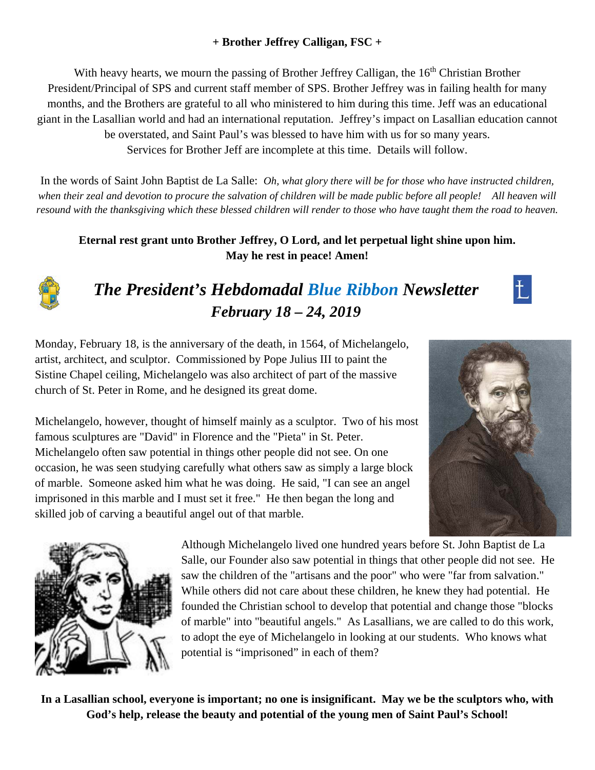**+ Brother Jeffrey Calligan, FSC +**

With heavy hearts, we mourn the passing of Brother Jeffrey Calligan, the 16th Christian Brother President/Principal of SPS and current staff member of SPS. Brother Jeffrey was in failing health for many months, and the Brothers are grateful to all who ministered to him during this time. Jeff was an educational giant in the Lasallian world and had an international reputation. Jeffrey's impact on Lasallian education cannot be overstated, and Saint Paul's was blessed to have him with us for so many years. Services for Brother Jeff are incomplete at this time. Details will follow.

In the words of Saint John Baptist de La Salle: *Oh, what glory there will be for those who have instructed children, when their zeal and devotion to procure the salvation of children will be made public before all people! All heaven will resound with the thanksgiving which these blessed children will render to those who have taught them the road to heaven.*

**Eternal rest grant unto Brother Jeffrey, O Lord, and let perpetual light shine upon him. May he rest in peace! Amen!**

# *The President's Hebdomadal Blue Ribbon Newsletter*
## *February 18 – 24, 2019*

Monday, February 18, is the anniversary of the death, in 1564, of Michelangelo, artist, architect, and sculptor. Commissioned by Pope Julius III to paint the Sistine Chapel ceiling, Michelangelo was also architect of part of the massive church of St. Peter in Rome, and he designed its great dome.

Michelangelo, however, thought of himself mainly as a sculptor. Two of his most famous sculptures are "David" in Florence and the "Pieta" in St. Peter. Michelangelo often saw potential in things other people did not see. On one occasion, he was seen studying carefully what others saw as simply a large block of marble. Someone asked him what he was doing. He said, "I can see an angel imprisoned in this marble and I must set it free." He then began the long and skilled job of carving a beautiful angel out of that marble.

Although Michelangelo lived one hundred years before St. John Baptist de La Salle, our Founder also saw potential in things that other people did not see. He saw the children of the "artisans and the poor" who were "far from salvation." While others did not care about these children, he knew they had potential. He founded the Christian school to develop that potential and change those "blocks of marble" into "beautiful angels." As Lasallians, we are called to do this work, to adopt the eye of Michelangelo in looking at our students. Who knows what potential is "imprisoned" in each of them?

**In a Lasallian school, everyone is important; no one is insignificant. May we be the sculptors who, with God's help, release the beauty and potential of the young men of Saint Paul's School!**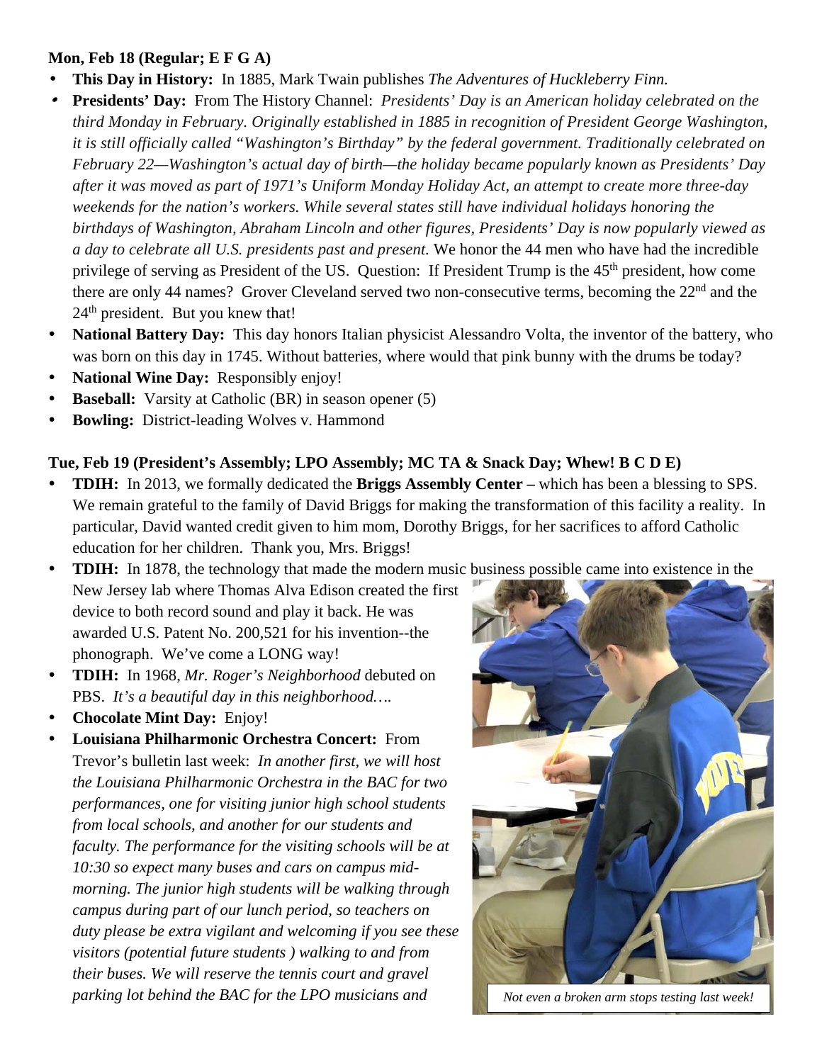**Mon, Feb 18 (Regular; E F G A)**

- **This Day in History:** In 1885, Mark Twain publishes *The Adventures of Huckleberry Finn.*
- **Presidents' Day:** From The History Channel: *Presidents' Day is an American holiday celebrated on the third Monday in February. Originally established in 1885 in recognition of President George Washington, it is still officially called "Washington's Birthday" by the federal government. Traditionally celebrated on February 22—Washington's actual day of birth—the holiday became popularly known as Presidents' Day after it was moved as part of 1971's Uniform Monday Holiday Act, an attempt to create more three-day weekends for the nation's workers. While several states still have individual holidays honoring the birthdays of Washington, Abraham Lincoln and other figures, Presidents' Day is now popularly viewed as a day to celebrate all U.S. presidents past and present.* We honor the 44 men who have had the incredible privilege of serving as President of the US. Question: If President Trump is the 45th president, how come there are only 44 names? Grover Cleveland served two non-consecutive terms, becoming the 22nd and the 24th president. But you knew that!
- **National Battery Day:** This day honors Italian physicist Alessandro Volta, the inventor of the battery, who was born on this day in 1745. Without batteries, where would that pink bunny with the drums be today?
- **National Wine Day:** Responsibly enjoy!
- **Baseball:** Varsity at Catholic (BR) in season opener (5)
- **Bowling:** District-leading Wolves v. Hammond

**Tue, Feb 19 (President's Assembly; LPO Assembly; MC TA & Snack Day; Whew! B C D E)**

- **TDIH:** In 2013, we formally dedicated the **Briggs Assembly Center –** which has been a blessing to SPS. We remain grateful to the family of David Briggs for making the transformation of this facility a reality. In particular, David wanted credit given to him mom, Dorothy Briggs, for her sacrifices to afford Catholic education for her children. Thank you, Mrs. Briggs!
- **TDIH:** In 1878, the technology that made the modern music business possible came into existence in the New Jersey lab where Thomas Alva Edison created the first device to both record sound and play it back. He was awarded U.S. Patent No. 200,521 for his invention--the phonograph. We've come a LONG way!
- **TDIH:** In 1968, *Mr. Roger's Neighborhood* debuted on PBS. *It's a beautiful day in this neighborhood….*
- **Chocolate Mint Day:** Enjoy!
- **Louisiana Philharmonic Orchestra Concert:** From Trevor's bulletin last week: *In another first, we will host the Louisiana Philharmonic Orchestra in the BAC for two performances, one for visiting junior high school students from local schools, and another for our students and faculty. The performance for the visiting schools will be at 10:30 so expect many buses and cars on campus mid-morning. The junior high students will be walking through campus during part of our lunch period, so teachers on duty please be extra vigilant and welcoming if you see these visitors (potential future students ) walking to and from their buses. We will reserve the tennis court and gravel parking lot behind the BAC for the LPO musicians and*

*Not even a broken arm stops testing last week!*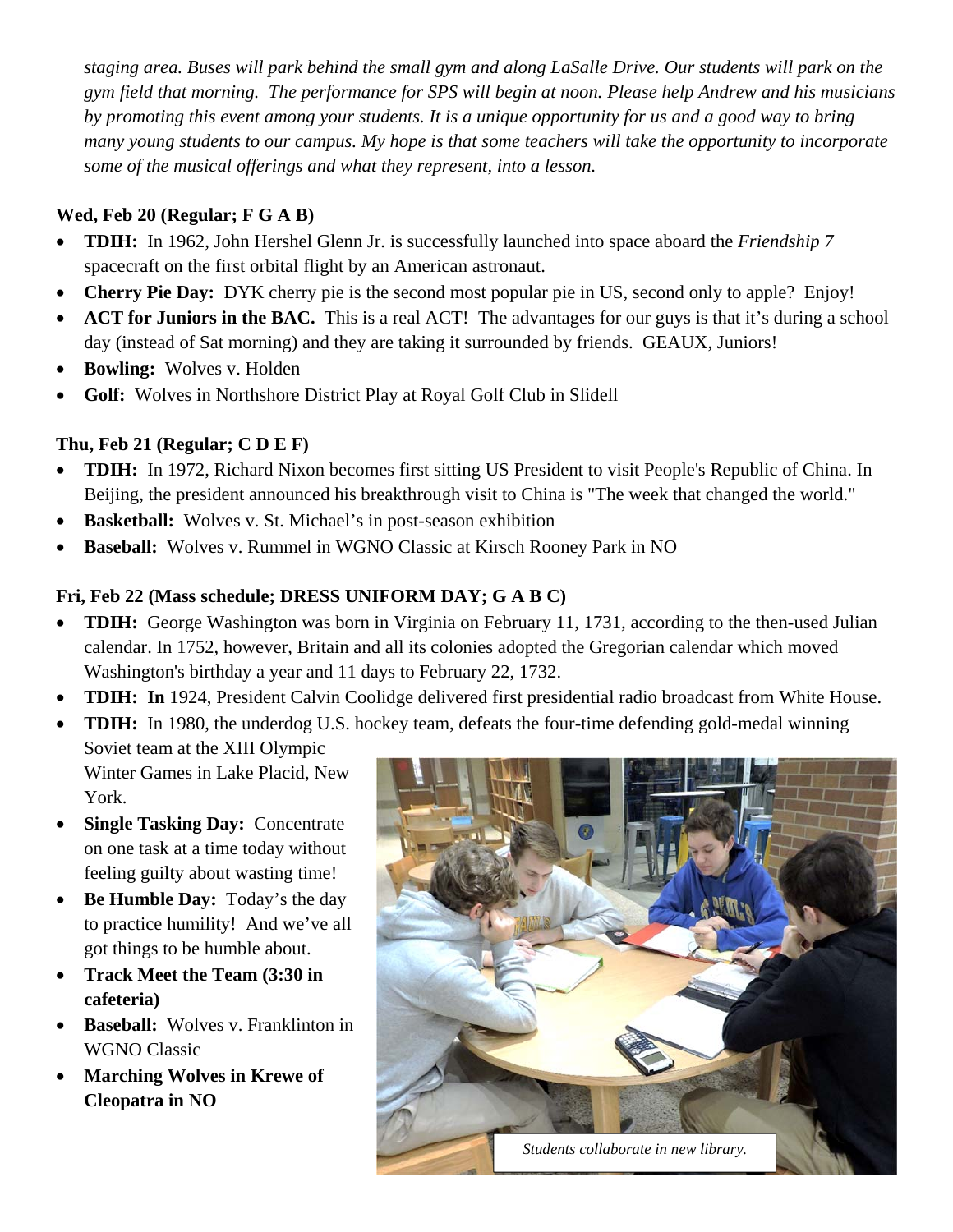*staging area. Buses will park behind the small gym and along LaSalle Drive. Our students will park on the gym field that morning. The performance for SPS will begin at noon. Please help Andrew and his musicians by promoting this event among your students. It is a unique opportunity for us and a good way to bring many young students to our campus. My hope is that some teachers will take the opportunity to incorporate some of the musical offerings and what they represent, into a lesson.*

**Wed, Feb 20 (Regular; F G A B)**

- **TDIH:** In 1962, John Hershel Glenn Jr. is successfully launched into space aboard the *Friendship 7* spacecraft on the first orbital flight by an American astronaut.
- **Cherry Pie Day:** DYK cherry pie is the second most popular pie in US, second only to apple? Enjoy!
- **ACT for Juniors in the BAC.** This is a real ACT! The advantages for our guys is that it's during a school day (instead of Sat morning) and they are taking it surrounded by friends. GEAUX, Juniors!
- **Bowling:** Wolves v. Holden
- **Golf:** Wolves in Northshore District Play at Royal Golf Club in Slidell

**Thu, Feb 21 (Regular; C D E F)**

- **TDIH:** In 1972, Richard Nixon becomes first sitting US President to visit People's Republic of China. In Beijing, the president announced his breakthrough visit to China is "The week that changed the world."
- **Basketball:** Wolves v. St. Michael's in post-season exhibition
- **Baseball:** Wolves v. Rummel in WGNO Classic at Kirsch Rooney Park in NO

**Fri, Feb 22 (Mass schedule; DRESS UNIFORM DAY; G A B C)**

- **TDIH:** George Washington was born in Virginia on February 11, 1731, according to the then-used Julian calendar. In 1752, however, Britain and all its colonies adopted the Gregorian calendar which moved Washington's birthday a year and 11 days to February 22, 1732.
- **TDIH: In** 1924, President Calvin Coolidge delivered first presidential radio broadcast from White House.
- **TDIH:** In 1980, the underdog U.S. hockey team, defeats the four-time defending gold-medal winning Soviet team at the XIII Olympic Winter Games in Lake Placid, New York.
- **Single Tasking Day:** Concentrate on one task at a time today without feeling guilty about wasting time!
- **Be Humble Day:** Today's the day to practice humility! And we've all got things to be humble about.
- **Track Meet the Team (3:30 in cafeteria)**
- **Baseball:** Wolves v. Franklinton in WGNO Classic
- **Marching Wolves in Krewe of Cleopatra in NO**

*Students collaborate in new library.*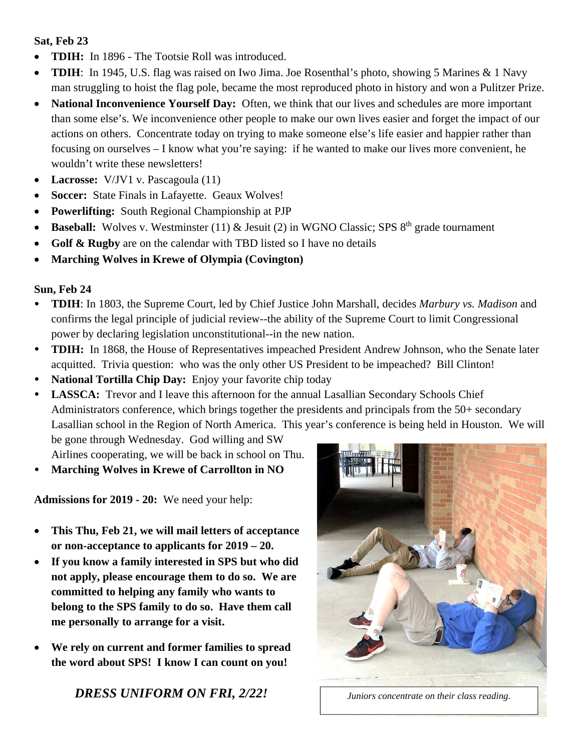**Sat, Feb 23**

- **TDIH:** In 1896 - The Tootsie Roll was introduced.
- **TDIH**: In 1945, U.S. flag was raised on Iwo Jima. Joe Rosenthal's photo, showing 5 Marines & 1 Navy man struggling to hoist the flag pole, became the most reproduced photo in history and won a Pulitzer Prize.
- **National Inconvenience Yourself Day:** Often, we think that our lives and schedules are more important than some else's. We inconvenience other people to make our own lives easier and forget the impact of our actions on others. Concentrate today on trying to make someone else's life easier and happier rather than focusing on ourselves – I know what you're saying: if he wanted to make our lives more convenient, he wouldn't write these newsletters!
- **Lacrosse:** V/JV1 v. Pascagoula (11)
- **Soccer:** State Finals in Lafayette. Geaux Wolves!
- **Powerlifting:** South Regional Championship at PJP
- **Baseball:** Wolves v. Westminster (11) & Jesuit (2) in WGNO Classic; SPS 8th grade tournament
- **Golf & Rugby** are on the calendar with TBD listed so I have no details
- **Marching Wolves in Krewe of Olympia (Covington)**

**Sun, Feb 24**

- **TDIH**: In 1803, the Supreme Court, led by Chief Justice John Marshall, decides *Marbury vs. Madison* and confirms the legal principle of judicial review--the ability of the Supreme Court to limit Congressional power by declaring legislation unconstitutional--in the new nation.
- **TDIH:** In 1868, the House of Representatives impeached President Andrew Johnson, who the Senate later acquitted. Trivia question: who was the only other US President to be impeached? Bill Clinton!
- **National Tortilla Chip Day:** Enjoy your favorite chip today
- **LASSCA:** Trevor and I leave this afternoon for the annual Lasallian Secondary Schools Chief Administrators conference, which brings together the presidents and principals from the 50+ secondary Lasallian school in the Region of North America. This year's conference is being held in Houston. We will be gone through Wednesday. God willing and SW Airlines cooperating, we will be back in school on Thu.
- **Marching Wolves in Krewe of Carrollton in NO**

**Admissions for 2019 - 20:** We need your help:

- **This Thu, Feb 21, we will mail letters of acceptance or non-acceptance to applicants for 2019 – 20.**
- **If you know a family interested in SPS but who did not apply, please encourage them to do so. We are committed to helping any family who wants to belong to the SPS family to do so. Have them call me personally to arrange for a visit.**
- **We rely on current and former families to spread the word about SPS! I know I can count on you!**

***DRESS UNIFORM ON FRI, 2/22!***

*Juniors concentrate on their class reading.*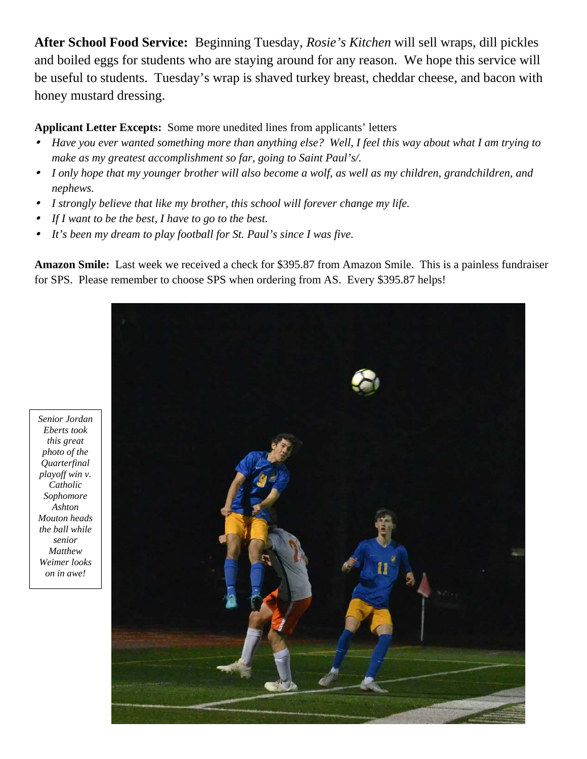**After School Food Service:** Beginning Tuesday, *Rosie's Kitchen* will sell wraps, dill pickles and boiled eggs for students who are staying around for any reason. We hope this service will be useful to students. Tuesday's wrap is shaved turkey breast, cheddar cheese, and bacon with honey mustard dressing.

**Applicant Letter Excepts:** Some more unedited lines from applicants' letters

- *Have you ever wanted something more than anything else? Well, I feel this way about what I am trying to make as my greatest accomplishment so far, going to Saint Paul's/.*
- *I only hope that my younger brother will also become a wolf, as well as my children, grandchildren, and nephews.*
- *I strongly believe that like my brother, this school will forever change my life.*
- *If I want to be the best, I have to go to the best.*
- *It's been my dream to play football for St. Paul's since I was five.*

**Amazon Smile:** Last week we received a check for $395.87 from Amazon Smile. This is a painless fundraiser for SPS. Please remember to choose SPS when ordering from AS. Every $395.87 helps!

*Senior Jordan Eberts took this great photo of the Quarterfinal playoff win v. Catholic Sophomore Ashton Mouton heads the ball while senior Matthew Weimer looks on in awe!*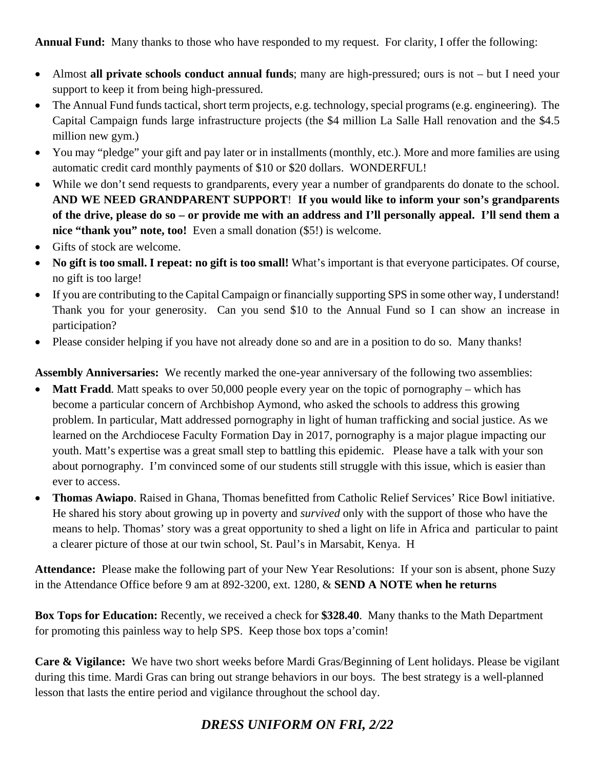**Annual Fund:** Many thanks to those who have responded to my request. For clarity, I offer the following:

- Almost **all private schools conduct annual funds**; many are high-pressured; ours is not – but I need your support to keep it from being high-pressured.
- The Annual Fund funds tactical, short term projects, e.g. technology, special programs (e.g. engineering). The Capital Campaign funds large infrastructure projects (the $4 million La Salle Hall renovation and the $4.5 million new gym.)
- You may "pledge" your gift and pay later or in installments (monthly, etc.). More and more families are using automatic credit card monthly payments of $10 or $20 dollars. WONDERFUL!
- While we don't send requests to grandparents, every year a number of grandparents do donate to the school. **AND WE NEED GRANDPARENT SUPPORT**! **If you would like to inform your son's grandparents of the drive, please do so – or provide me with an address and I'll personally appeal. I'll send them a nice "thank you" note, too!** Even a small donation ($5!) is welcome.
- Gifts of stock are welcome.
- **No gift is too small. I repeat: no gift is too small!** What's important is that everyone participates. Of course, no gift is too large!
- If you are contributing to the Capital Campaign or financially supporting SPS in some other way, I understand! Thank you for your generosity. Can you send $10 to the Annual Fund so I can show an increase in participation?
- Please consider helping if you have not already done so and are in a position to do so. Many thanks!

**Assembly Anniversaries:** We recently marked the one-year anniversary of the following two assemblies:

- **Matt Fradd**. Matt speaks to over 50,000 people every year on the topic of pornography – which has become a particular concern of Archbishop Aymond, who asked the schools to address this growing problem. In particular, Matt addressed pornography in light of human trafficking and social justice. As we learned on the Archdiocese Faculty Formation Day in 2017, pornography is a major plague impacting our youth. Matt's expertise was a great small step to battling this epidemic. Please have a talk with your son about pornography. I'm convinced some of our students still struggle with this issue, which is easier than ever to access.
- **Thomas Awiapo**. Raised in Ghana, Thomas benefitted from Catholic Relief Services' Rice Bowl initiative. He shared his story about growing up in poverty and *survived* only with the support of those who have the means to help. Thomas' story was a great opportunity to shed a light on life in Africa and particular to paint a clearer picture of those at our twin school, St. Paul's in Marsabit, Kenya. H

**Attendance:** Please make the following part of your New Year Resolutions: If your son is absent, phone Suzy in the Attendance Office before 9 am at 892-3200, ext. 1280, & **SEND A NOTE when he returns**

**Box Tops for Education:** Recently, we received a check for **$328.40**. Many thanks to the Math Department for promoting this painless way to help SPS. Keep those box tops a'comin!

**Care & Vigilance:** We have two short weeks before Mardi Gras/Beginning of Lent holidays. Please be vigilant during this time. Mardi Gras can bring out strange behaviors in our boys. The best strategy is a well-planned lesson that lasts the entire period and vigilance throughout the school day.

***DRESS UNIFORM ON FRI, 2/22***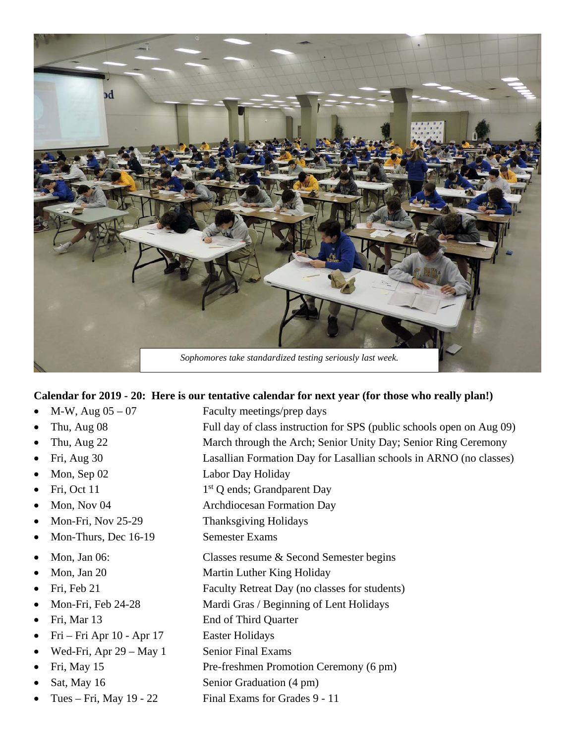*Sophomores take standardized testing seriously last week.*

**Calendar for 2019 - 20: Here is our tentative calendar for next year (for those who really plan!)**

- M-W, Aug 05 – 07 — Faculty meetings/prep days
- Thu, Aug 08 — Full day of class instruction for SPS (public schools open on Aug 09)
- Thu, Aug 22 — March through the Arch; Senior Unity Day; Senior Ring Ceremony
- Fri, Aug 30 — Lasallian Formation Day for Lasallian schools in ARNO (no classes)
- Mon, Sep 02 — Labor Day Holiday
- Fri, Oct 11 — 1st Q ends; Grandparent Day
- Mon, Nov 04 — Archdiocesan Formation Day
- Mon-Fri, Nov 25-29 — Thanksgiving Holidays
- Mon-Thurs, Dec 16-19 — Semester Exams
- Mon, Jan 06: — Classes resume & Second Semester begins
- Mon, Jan 20 — Martin Luther King Holiday
- Fri, Feb 21 — Faculty Retreat Day (no classes for students)
- Mon-Fri, Feb 24-28 — Mardi Gras / Beginning of Lent Holidays
- Fri, Mar 13 — End of Third Quarter
- Fri – Fri Apr 10 - Apr 17 — Easter Holidays
- Wed-Fri, Apr 29 – May 1 — Senior Final Exams
- Fri, May 15 — Pre-freshmen Promotion Ceremony (6 pm)
- Sat, May 16 — Senior Graduation (4 pm)
- Tues – Fri, May 19 - 22 — Final Exams for Grades 9 - 11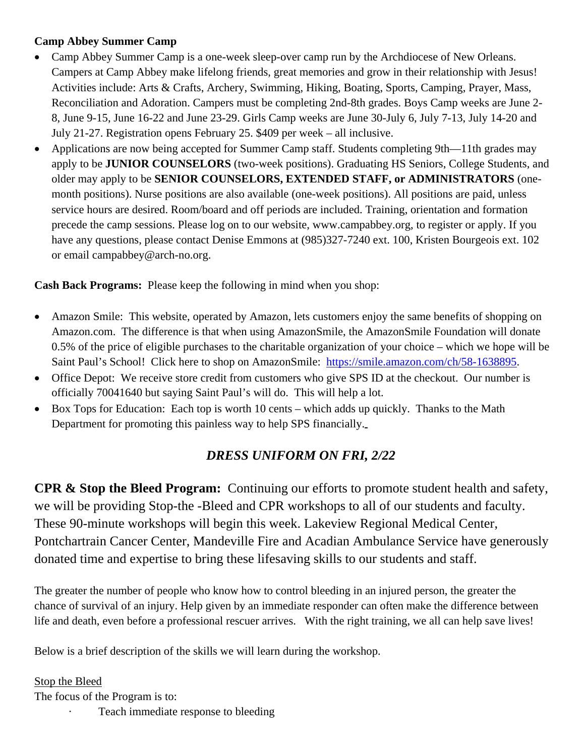**Camp Abbey Summer Camp**

- Camp Abbey Summer Camp is a one-week sleep-over camp run by the Archdiocese of New Orleans. Campers at Camp Abbey make lifelong friends, great memories and grow in their relationship with Jesus! Activities include: Arts & Crafts, Archery, Swimming, Hiking, Boating, Sports, Camping, Prayer, Mass, Reconciliation and Adoration. Campers must be completing 2nd-8th grades. Boys Camp weeks are June 2-8, June 9-15, June 16-22 and June 23-29. Girls Camp weeks are June 30-July 6, July 7-13, July 14-20 and July 21-27. Registration opens February 25. $409 per week – all inclusive.
- Applications are now being accepted for Summer Camp staff. Students completing 9th—11th grades may apply to be **JUNIOR COUNSELORS** (two-week positions). Graduating HS Seniors, College Students, and older may apply to be **SENIOR COUNSELORS, EXTENDED STAFF, or ADMINISTRATORS** (one-month positions). Nurse positions are also available (one-week positions). All positions are paid, unless service hours are desired. Room/board and off periods are included. Training, orientation and formation precede the camp sessions. Please log on to our website, www.campabbey.org, to register or apply. If you have any questions, please contact Denise Emmons at (985)327-7240 ext. 100, Kristen Bourgeois ext. 102 or email campabbey@arch-no.org.

**Cash Back Programs:** Please keep the following in mind when you shop:

- Amazon Smile: This website, operated by Amazon, lets customers enjoy the same benefits of shopping on Amazon.com. The difference is that when using AmazonSmile, the AmazonSmile Foundation will donate 0.5% of the price of eligible purchases to the charitable organization of your choice – which we hope will be Saint Paul's School! Click here to shop on AmazonSmile: [https://smile.amazon.com/ch/58-1638895](https://smile.amazon.com/ch/58-1638895).
- Office Depot: We receive store credit from customers who give SPS ID at the checkout. Our number is officially 70041640 but saying Saint Paul's will do. This will help a lot.
- Box Tops for Education: Each top is worth 10 cents – which adds up quickly. Thanks to the Math Department for promoting this painless way to help SPS financially.

***DRESS UNIFORM ON FRI, 2/22***

**CPR & Stop the Bleed Program:** Continuing our efforts to promote student health and safety, we will be providing Stop-the -Bleed and CPR workshops to all of our students and faculty. These 90-minute workshops will begin this week. Lakeview Regional Medical Center, Pontchartrain Cancer Center, Mandeville Fire and Acadian Ambulance Service have generously donated time and expertise to bring these lifesaving skills to our students and staff.

The greater the number of people who know how to control bleeding in an injured person, the greater the chance of survival of an injury. Help given by an immediate responder can often make the difference between life and death, even before a professional rescuer arrives. With the right training, we all can help save lives!

Below is a brief description of the skills we will learn during the workshop.

Stop the Bleed

The focus of the Program is to:

- Teach immediate response to bleeding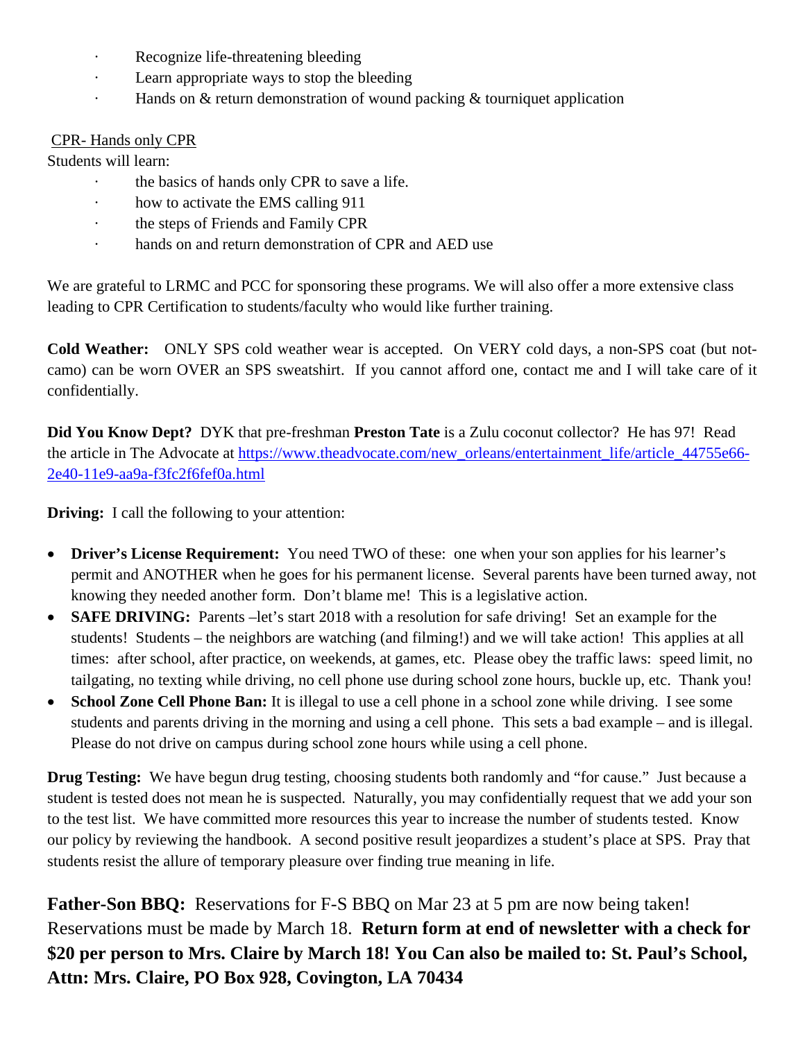- Recognize life-threatening bleeding
- Learn appropriate ways to stop the bleeding
- Hands on & return demonstration of wound packing & tourniquet application

CPR- Hands only CPR

Students will learn:

- the basics of hands only CPR to save a life.
- how to activate the EMS calling 911
- the steps of Friends and Family CPR
- hands on and return demonstration of CPR and AED use

We are grateful to LRMC and PCC for sponsoring these programs. We will also offer a more extensive class leading to CPR Certification to students/faculty who would like further training.

**Cold Weather:** ONLY SPS cold weather wear is accepted. On VERY cold days, a non-SPS coat (but not-camo) can be worn OVER an SPS sweatshirt. If you cannot afford one, contact me and I will take care of it confidentially.

**Did You Know Dept?** DYK that pre-freshman **Preston Tate** is a Zulu coconut collector? He has 97! Read the article in The Advocate at https://www.theadvocate.com/new_orleans/entertainment_life/article_44755e66-2e40-11e9-aa9a-f3fc2f6fef0a.html

**Driving:** I call the following to your attention:

- **Driver's License Requirement:** You need TWO of these: one when your son applies for his learner's permit and ANOTHER when he goes for his permanent license. Several parents have been turned away, not knowing they needed another form. Don't blame me! This is a legislative action.
- **SAFE DRIVING:** Parents –let's start 2018 with a resolution for safe driving! Set an example for the students! Students – the neighbors are watching (and filming!) and we will take action! This applies at all times: after school, after practice, on weekends, at games, etc. Please obey the traffic laws: speed limit, no tailgating, no texting while driving, no cell phone use during school zone hours, buckle up, etc. Thank you!
- **School Zone Cell Phone Ban:** It is illegal to use a cell phone in a school zone while driving. I see some students and parents driving in the morning and using a cell phone. This sets a bad example – and is illegal. Please do not drive on campus during school zone hours while using a cell phone.

**Drug Testing:** We have begun drug testing, choosing students both randomly and "for cause." Just because a student is tested does not mean he is suspected. Naturally, you may confidentially request that we add your son to the test list. We have committed more resources this year to increase the number of students tested. Know our policy by reviewing the handbook. A second positive result jeopardizes a student's place at SPS. Pray that students resist the allure of temporary pleasure over finding true meaning in life.

**Father-Son BBQ:** Reservations for F-S BBQ on Mar 23 at 5 pm are now being taken! Reservations must be made by March 18. **Return form at end of newsletter with a check for $20 per person to Mrs. Claire by March 18! You Can also be mailed to: St. Paul's School, Attn: Mrs. Claire, PO Box 928, Covington, LA 70434**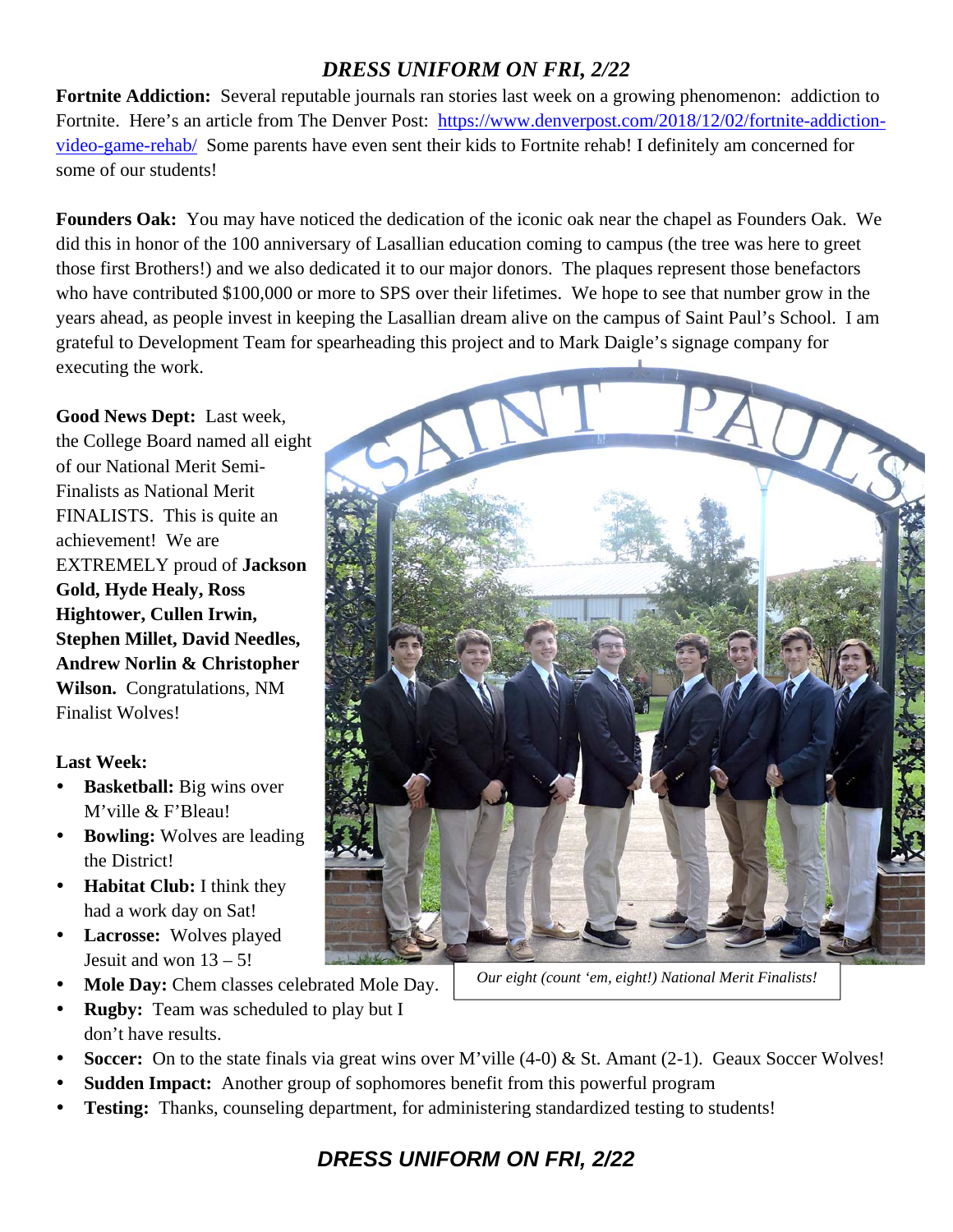***DRESS UNIFORM ON FRI, 2/22***

**Fortnite Addiction:** Several reputable journals ran stories last week on a growing phenomenon: addiction to Fortnite. Here's an article from The Denver Post: https://www.denverpost.com/2018/12/02/fortnite-addiction-video-game-rehab/ Some parents have even sent their kids to Fortnite rehab! I definitely am concerned for some of our students!

**Founders Oak:** You may have noticed the dedication of the iconic oak near the chapel as Founders Oak. We did this in honor of the 100 anniversary of Lasallian education coming to campus (the tree was here to greet those first Brothers!) and we also dedicated it to our major donors. The plaques represent those benefactors who have contributed $100,000 or more to SPS over their lifetimes. We hope to see that number grow in the years ahead, as people invest in keeping the Lasallian dream alive on the campus of Saint Paul's School. I am grateful to Development Team for spearheading this project and to Mark Daigle's signage company for executing the work.

**Good News Dept:** Last week, the College Board named all eight of our National Merit Semi-Finalists as National Merit FINALISTS. This is quite an achievement! We are EXTREMELY proud of **Jackson Gold, Hyde Healy, Ross Hightower, Cullen Irwin, Stephen Millet, David Needles, Andrew Norlin & Christopher Wilson.** Congratulations, NM Finalist Wolves!

*Our eight (count 'em, eight!) National Merit Finalists!*

**Last Week:**

- **Basketball:** Big wins over M'ville & F'Bleau!
- **Bowling:** Wolves are leading the District!
- **Habitat Club:** I think they had a work day on Sat!
- **Lacrosse:** Wolves played Jesuit and won 13 – 5!
- **Mole Day:** Chem classes celebrated Mole Day.
- **Rugby:** Team was scheduled to play but I don't have results.
- **Soccer:** On to the state finals via great wins over M'ville (4-0) & St. Amant (2-1). Geaux Soccer Wolves!
- **Sudden Impact:** Another group of sophomores benefit from this powerful program
- **Testing:** Thanks, counseling department, for administering standardized testing to students!

***DRESS UNIFORM ON FRI, 2/22***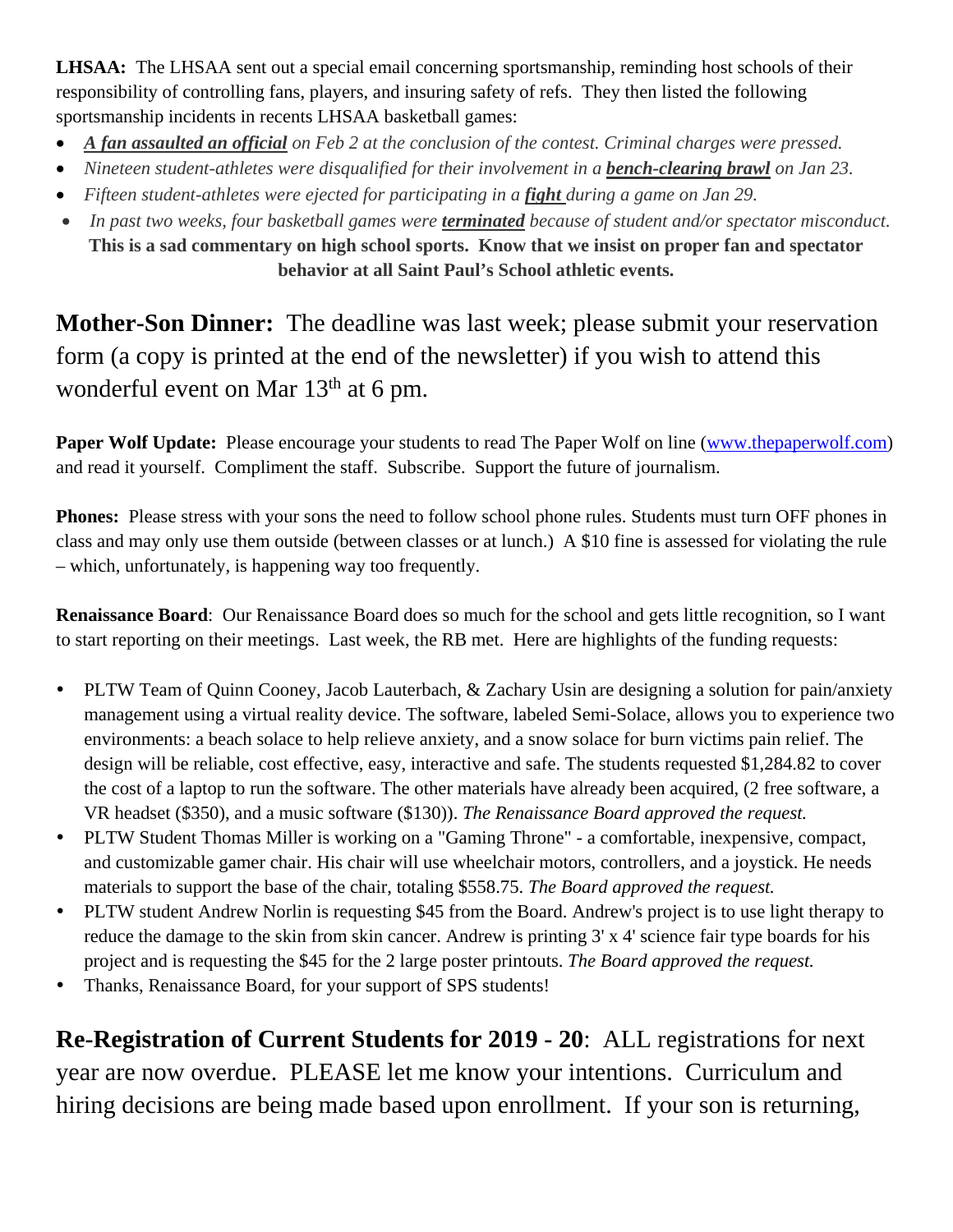**LHSAA:** The LHSAA sent out a special email concerning sportsmanship, reminding host schools of their responsibility of controlling fans, players, and insuring safety of refs. They then listed the following sportsmanship incidents in recents LHSAA basketball games:

- ***A fan assaulted an official*** *on Feb 2 at the conclusion of the contest. Criminal charges were pressed.*
- *Nineteen student-athletes were disqualified for their involvement in a* ***bench-clearing brawl*** *on Jan 23.*
- *Fifteen student-athletes were ejected for participating in a* ***fight*** *during a game on Jan 29.*
- *In past two weeks, four basketball games were* ***terminated*** *because of student and/or spectator misconduct.*

**This is a sad commentary on high school sports. Know that we insist on proper fan and spectator behavior at all Saint Paul's School athletic events.**

**Mother-Son Dinner:** The deadline was last week; please submit your reservation form (a copy is printed at the end of the newsletter) if you wish to attend this wonderful event on Mar 13th at 6 pm.

**Paper Wolf Update:** Please encourage your students to read The Paper Wolf on line (www.thepaperwolf.com) and read it yourself. Compliment the staff. Subscribe. Support the future of journalism.

**Phones:** Please stress with your sons the need to follow school phone rules. Students must turn OFF phones in class and may only use them outside (between classes or at lunch.) A $10 fine is assessed for violating the rule – which, unfortunately, is happening way too frequently.

**Renaissance Board**: Our Renaissance Board does so much for the school and gets little recognition, so I want to start reporting on their meetings. Last week, the RB met. Here are highlights of the funding requests:

- PLTW Team of Quinn Cooney, Jacob Lauterbach, & Zachary Usin are designing a solution for pain/anxiety management using a virtual reality device. The software, labeled Semi-Solace, allows you to experience two environments: a beach solace to help relieve anxiety, and a snow solace for burn victims pain relief. The design will be reliable, cost effective, easy, interactive and safe. The students requested $1,284.82 to cover the cost of a laptop to run the software. The other materials have already been acquired, (2 free software, a VR headset ($350), and a music software ($130)). *The Renaissance Board approved the request.*
- PLTW Student Thomas Miller is working on a "Gaming Throne" - a comfortable, inexpensive, compact, and customizable gamer chair. His chair will use wheelchair motors, controllers, and a joystick. He needs materials to support the base of the chair, totaling $558.75. *The Board approved the request.*
- PLTW student Andrew Norlin is requesting $45 from the Board. Andrew's project is to use light therapy to reduce the damage to the skin from skin cancer. Andrew is printing 3' x 4' science fair type boards for his project and is requesting the $45 for the 2 large poster printouts. *The Board approved the request.*
- Thanks, Renaissance Board, for your support of SPS students!

**Re-Registration of Current Students for 2019 - 20**: ALL registrations for next year are now overdue. PLEASE let me know your intentions. Curriculum and hiring decisions are being made based upon enrollment. If your son is returning,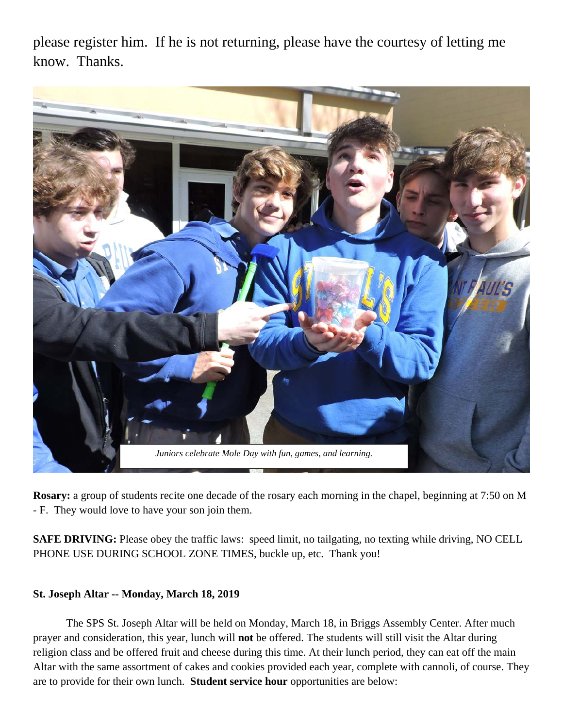please register him.  If he is not returning, please have the courtesy of letting me know.  Thanks.

*Juniors celebrate Mole Day with fun, games, and learning.*

**Rosary:** a group of students recite one decade of the rosary each morning in the chapel, beginning at 7:50 on M - F.  They would love to have your son join them.

**SAFE DRIVING:** Please obey the traffic laws:  speed limit, no tailgating, no texting while driving, NO CELL PHONE USE DURING SCHOOL ZONE TIMES, buckle up, etc.  Thank you!

**St. Joseph Altar -- Monday, March 18, 2019**

The SPS St. Joseph Altar will be held on Monday, March 18, in Briggs Assembly Center. After much prayer and consideration, this year, lunch will **not** be offered. The students will still visit the Altar during religion class and be offered fruit and cheese during this time. At their lunch period, they can eat off the main Altar with the same assortment of cakes and cookies provided each year, complete with cannoli, of course. They are to provide for their own lunch.  **Student service hour** opportunities are below: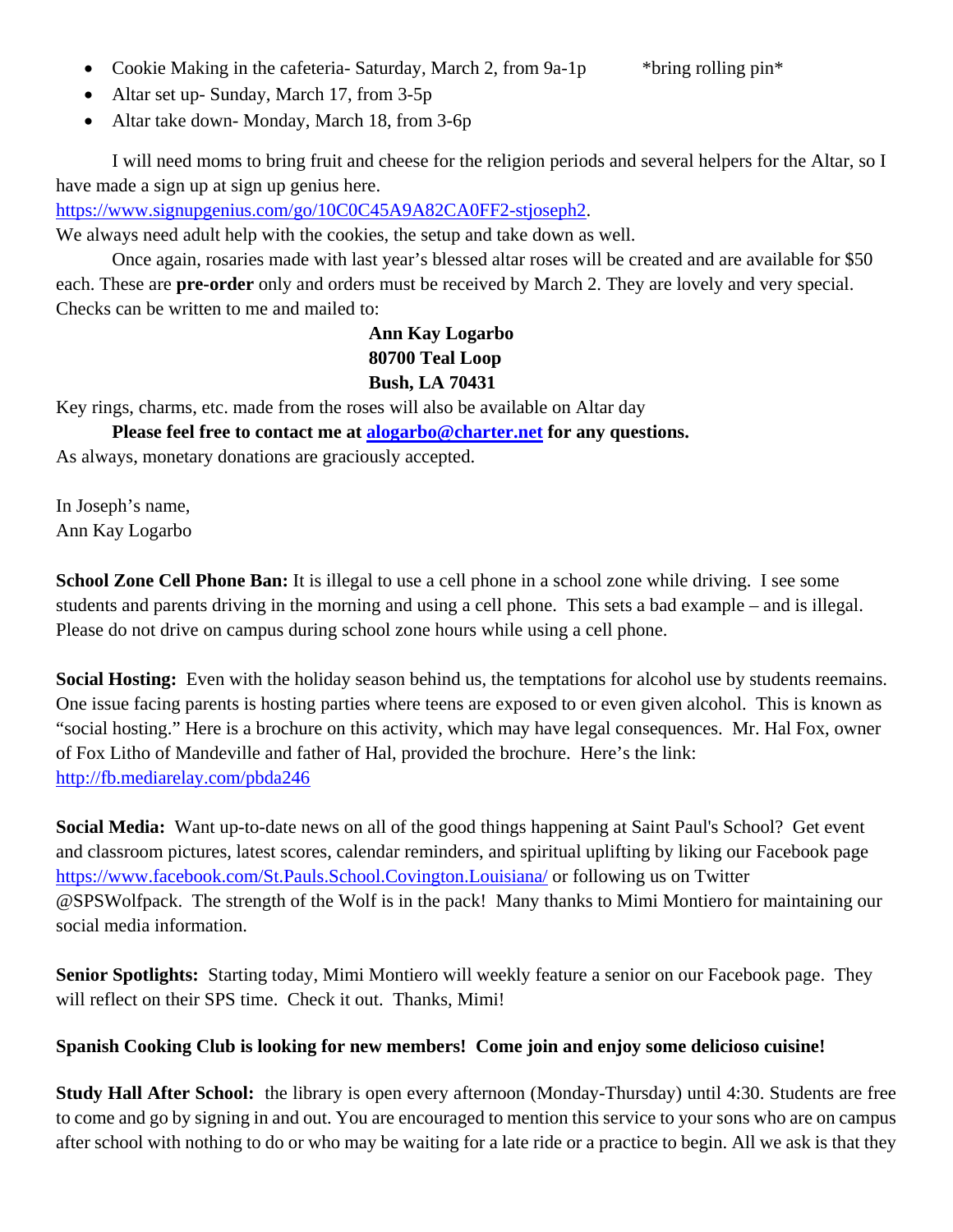- Cookie Making in the cafeteria- Saturday, March 2, from 9a-1p *bring rolling pin*
- Altar set up- Sunday, March 17, from 3-5p
- Altar take down- Monday, March 18, from 3-6p

I will need moms to bring fruit and cheese for the religion periods and several helpers for the Altar, so I have made a sign up at sign up genius here.
https://www.signupgenius.com/go/10C0C45A9A82CA0FF2-stjoseph2.
We always need adult help with the cookies, the setup and take down as well.

Once again, rosaries made with last year's blessed altar roses will be created and are available for $50 each. These are **pre-order** only and orders must be received by March 2. They are lovely and very special. Checks can be written to me and mailed to:

**Ann Kay Logarbo**
**80700 Teal Loop**
**Bush, LA 70431**

Key rings, charms, etc. made from the roses will also be available on Altar day

**Please feel free to contact me at alogarbo@charter.net for any questions.**
As always, monetary donations are graciously accepted.

In Joseph's name,
Ann Kay Logarbo

**School Zone Cell Phone Ban:** It is illegal to use a cell phone in a school zone while driving. I see some students and parents driving in the morning and using a cell phone. This sets a bad example – and is illegal. Please do not drive on campus during school zone hours while using a cell phone.

**Social Hosting:** Even with the holiday season behind us, the temptations for alcohol use by students reemains. One issue facing parents is hosting parties where teens are exposed to or even given alcohol. This is known as "social hosting." Here is a brochure on this activity, which may have legal consequences. Mr. Hal Fox, owner of Fox Litho of Mandeville and father of Hal, provided the brochure. Here's the link:
http://fb.mediarelay.com/pbda246

**Social Media:** Want up-to-date news on all of the good things happening at Saint Paul's School? Get event and classroom pictures, latest scores, calendar reminders, and spiritual uplifting by liking our Facebook page https://www.facebook.com/St.Pauls.School.Covington.Louisiana/ or following us on Twitter @SPSWolfpack. The strength of the Wolf is in the pack! Many thanks to Mimi Montiero for maintaining our social media information.

**Senior Spotlights:** Starting today, Mimi Montiero will weekly feature a senior on our Facebook page. They will reflect on their SPS time. Check it out. Thanks, Mimi!

**Spanish Cooking Club is looking for new members! Come join and enjoy some delicioso cuisine!**

**Study Hall After School:** the library is open every afternoon (Monday-Thursday) until 4:30. Students are free to come and go by signing in and out. You are encouraged to mention this service to your sons who are on campus after school with nothing to do or who may be waiting for a late ride or a practice to begin. All we ask is that they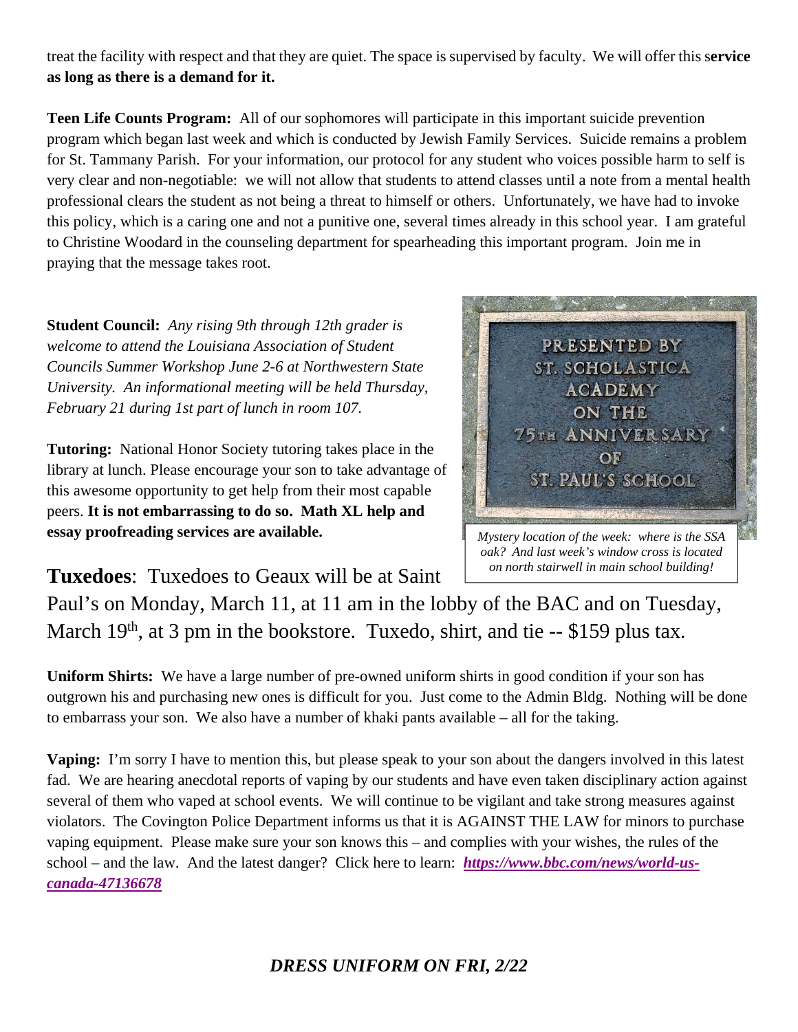treat the facility with respect and that they are quiet. The space is supervised by faculty. We will offer this s**ervice as long as there is a demand for it.**

**Teen Life Counts Program:** All of our sophomores will participate in this important suicide prevention program which began last week and which is conducted by Jewish Family Services. Suicide remains a problem for St. Tammany Parish. For your information, our protocol for any student who voices possible harm to self is very clear and non-negotiable: we will not allow that students to attend classes until a note from a mental health professional clears the student as not being a threat to himself or others. Unfortunately, we have had to invoke this policy, which is a caring one and not a punitive one, several times already in this school year. I am grateful to Christine Woodard in the counseling department for spearheading this important program. Join me in praying that the message takes root.

**Student Council:** *Any rising 9th through 12th grader is welcome to attend the Louisiana Association of Student Councils Summer Workshop June 2-6 at Northwestern State University. An informational meeting will be held Thursday, February 21 during 1st part of lunch in room 107.*

**Tutoring:** National Honor Society tutoring takes place in the library at lunch. Please encourage your son to take advantage of this awesome opportunity to get help from their most capable peers. **It is not embarrassing to do so. Math XL help and essay proofreading services are available.**

PRESENTED BY ST. SCHOLASTICA ACADEMY ON THE 75TH ANNIVERSARY OF ST. PAUL'S SCHOOL

*Mystery location of the week: where is the SSA oak? And last week's window cross is located on north stairwell in main school building!*

**Tuxedoes**: Tuxedoes to Geaux will be at Saint Paul's on Monday, March 11, at 11 am in the lobby of the BAC and on Tuesday, March 19th, at 3 pm in the bookstore. Tuxedo, shirt, and tie -- $159 plus tax.

**Uniform Shirts:** We have a large number of pre-owned uniform shirts in good condition if your son has outgrown his and purchasing new ones is difficult for you. Just come to the Admin Bldg. Nothing will be done to embarrass your son. We also have a number of khaki pants available – all for the taking.

**Vaping:** I'm sorry I have to mention this, but please speak to your son about the dangers involved in this latest fad. We are hearing anecdotal reports of vaping by our students and have even taken disciplinary action against several of them who vaped at school events. We will continue to be vigilant and take strong measures against violators. The Covington Police Department informs us that it is AGAINST THE LAW for minors to purchase vaping equipment. Please make sure your son knows this – and complies with your wishes, the rules of the school – and the law. And the latest danger? Click here to learn: ***https://www.bbc.com/news/world-us-canada-47136678***

***DRESS UNIFORM ON FRI, 2/22***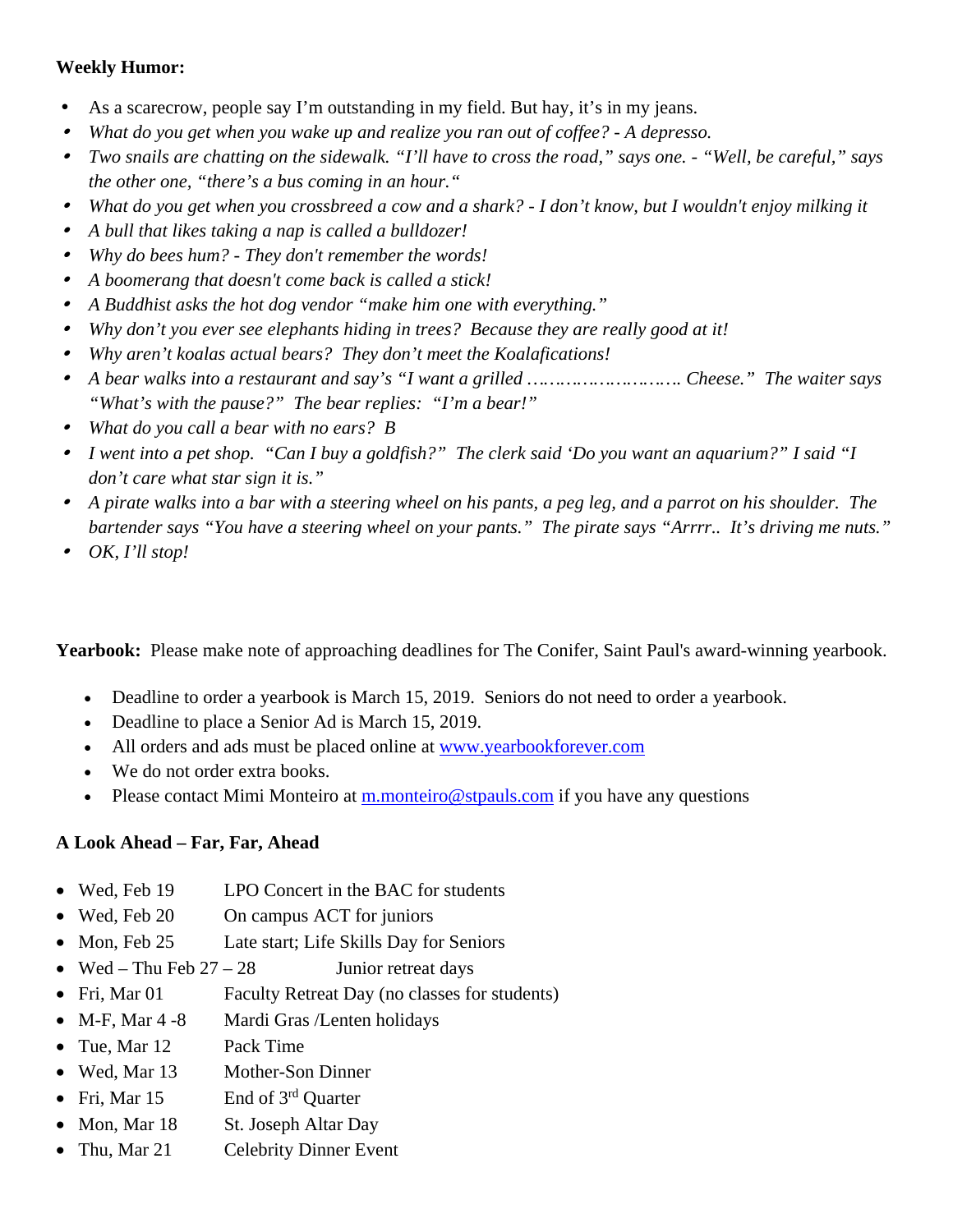**Weekly Humor:**

- As a scarecrow, people say I'm outstanding in my field. But hay, it's in my jeans.
- *What do you get when you wake up and realize you ran out of coffee? - A depresso.*
- *Two snails are chatting on the sidewalk. "I'll have to cross the road," says one. - "Well, be careful," says the other one, "there's a bus coming in an hour."*
- *What do you get when you crossbreed a cow and a shark? - I don't know, but I wouldn't enjoy milking it*
- *A bull that likes taking a nap is called a bulldozer!*
- *Why do bees hum? - They don't remember the words!*
- *A boomerang that doesn't come back is called a stick!*
- *A Buddhist asks the hot dog vendor "make him one with everything."*
- *Why don't you ever see elephants hiding in trees? Because they are really good at it!*
- *Why aren't koalas actual bears? They don't meet the Koalafications!*
- *A bear walks into a restaurant and say's "I want a grilled ……………………… Cheese." The waiter says "What's with the pause?" The bear replies: "I'm a bear!"*
- *What do you call a bear with no ears? B*
- *I went into a pet shop. "Can I buy a goldfish?" The clerk said 'Do you want an aquarium?" I said "I don't care what star sign it is."*
- *A pirate walks into a bar with a steering wheel on his pants, a peg leg, and a parrot on his shoulder. The bartender says "You have a steering wheel on your pants." The pirate says "Arrrr.. It's driving me nuts."*
- *OK, I'll stop!*

**Yearbook:** Please make note of approaching deadlines for The Conifer, Saint Paul's award-winning yearbook.

- Deadline to order a yearbook is March 15, 2019. Seniors do not need to order a yearbook.
- Deadline to place a Senior Ad is March 15, 2019.
- All orders and ads must be placed online at www.yearbookforever.com
- We do not order extra books.
- Please contact Mimi Monteiro at m.monteiro@stpauls.com if you have any questions

**A Look Ahead – Far, Far, Ahead**

- Wed, Feb 19 LPO Concert in the BAC for students
- Wed, Feb 20 On campus ACT for juniors
- Mon, Feb 25 Late start; Life Skills Day for Seniors
- Wed – Thu Feb 27 – 28 Junior retreat days
- Fri, Mar 01 Faculty Retreat Day (no classes for students)
- M-F, Mar 4 -8 Mardi Gras /Lenten holidays
- Tue, Mar 12 Pack Time
- Wed, Mar 13 Mother-Son Dinner
- Fri, Mar 15 End of 3rd Quarter
- Mon, Mar 18 St. Joseph Altar Day
- Thu, Mar 21 Celebrity Dinner Event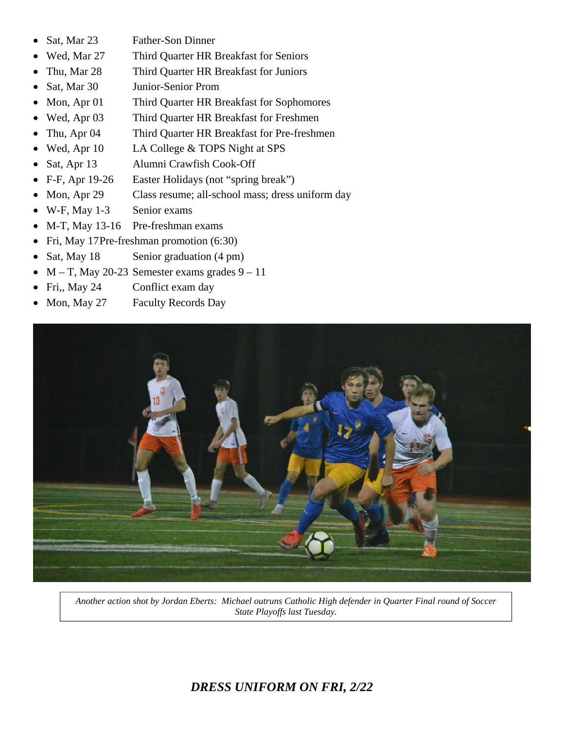- Sat, Mar 23 Father-Son Dinner
- Wed, Mar 27 Third Quarter HR Breakfast for Seniors
- Thu, Mar 28 Third Quarter HR Breakfast for Juniors
- Sat, Mar 30 Junior-Senior Prom
- Mon, Apr 01 Third Quarter HR Breakfast for Sophomores
- Wed, Apr 03 Third Quarter HR Breakfast for Freshmen
- Thu, Apr 04 Third Quarter HR Breakfast for Pre-freshmen
- Wed, Apr 10 LA College & TOPS Night at SPS
- Sat, Apr 13 Alumni Crawfish Cook-Off
- F-F, Apr 19-26 Easter Holidays (not "spring break")
- Mon, Apr 29 Class resume; all-school mass; dress uniform day
- W-F, May 1-3 Senior exams
- M-T, May 13-16 Pre-freshman exams
- Fri, May 17Pre-freshman promotion (6:30)
- Sat, May 18 Senior graduation (4 pm)
- M – T, May 20-23 Semester exams grades 9 – 11
- Fri,, May 24 Conflict exam day
- Mon, May 27 Faculty Records Day

*Another action shot by Jordan Eberts: Michael outruns Catholic High defender in Quarter Final round of Soccer State Playoffs last Tuesday.*

***DRESS UNIFORM ON FRI, 2/22***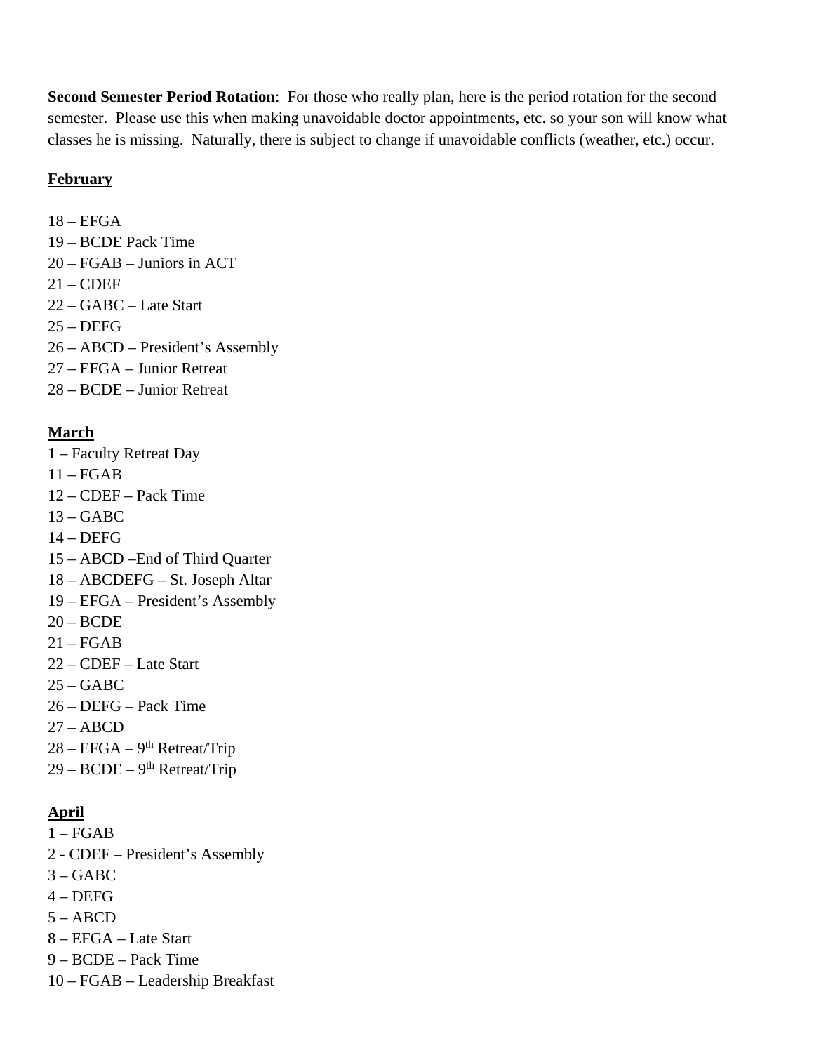**Second Semester Period Rotation**: For those who really plan, here is the period rotation for the second semester. Please use this when making unavoidable doctor appointments, etc. so your son will know what classes he is missing. Naturally, there is subject to change if unavoidable conflicts (weather, etc.) occur.

**February**

18 – EFGA  
19 – BCDE Pack Time  
20 – FGAB – Juniors in ACT  
21 – CDEF  
22 – GABC – Late Start  
25 – DEFG  
26 – ABCD – President's Assembly  
27 – EFGA – Junior Retreat  
28 – BCDE – Junior Retreat

**March**

1 – Faculty Retreat Day  
11 – FGAB  
12 – CDEF – Pack Time  
13 – GABC  
14 – DEFG  
15 – ABCD –End of Third Quarter  
18 – ABCDEFG – St. Joseph Altar  
19 – EFGA – President's Assembly  
20 – BCDE  
21 – FGAB  
22 – CDEF – Late Start  
25 – GABC  
26 – DEFG – Pack Time  
27 – ABCD  
28 – EFGA – 9th Retreat/Trip  
29 – BCDE – 9th Retreat/Trip

**April**

1 – FGAB  
2 - CDEF – President's Assembly  
3 – GABC  
4 – DEFG  
5 – ABCD  
8 – EFGA – Late Start  
9 – BCDE – Pack Time  
10 – FGAB – Leadership Breakfast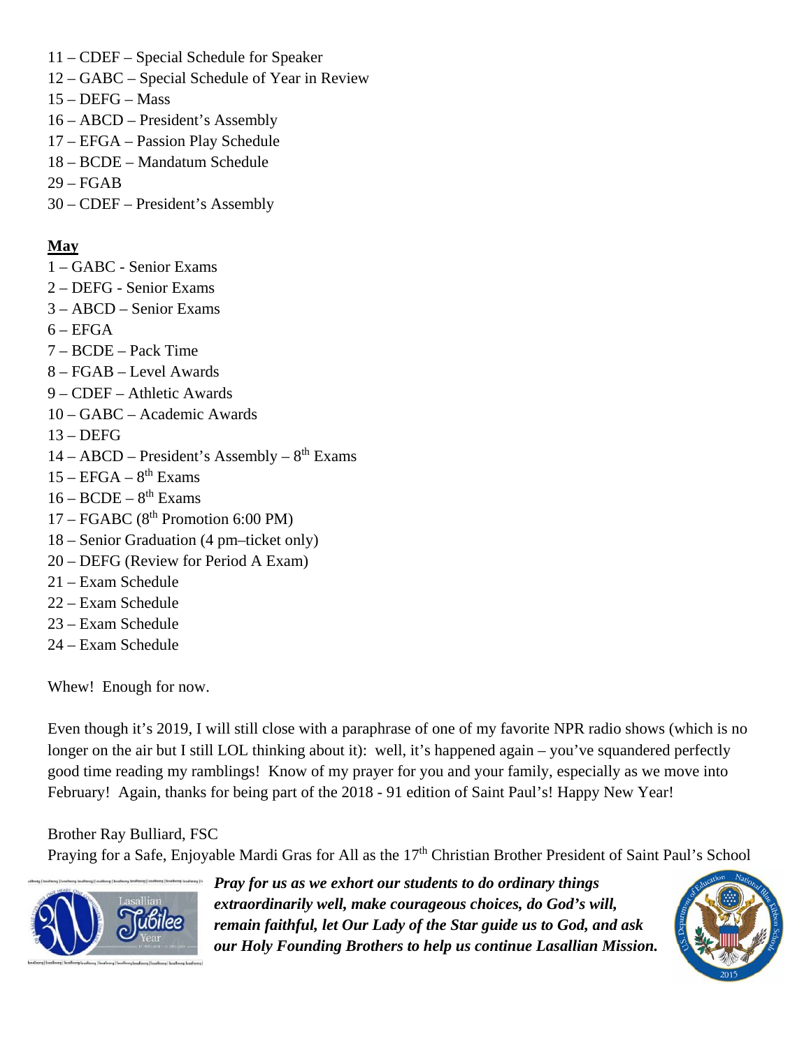11 – CDEF – Special Schedule for Speaker
12 – GABC – Special Schedule of Year in Review
15 – DEFG – Mass
16 – ABCD – President's Assembly
17 – EFGA – Passion Play Schedule
18 – BCDE – Mandatum Schedule
29 – FGAB
30 – CDEF – President's Assembly

**May**

1 – GABC - Senior Exams
2 – DEFG - Senior Exams
3 – ABCD – Senior Exams
6 – EFGA
7 – BCDE – Pack Time
8 – FGAB – Level Awards
9 – CDEF – Athletic Awards
10 – GABC – Academic Awards
13 – DEFG
14 – ABCD – President's Assembly – 8th Exams
15 – EFGA – 8th Exams
16 – BCDE – 8th Exams
17 – FGABC (8th Promotion 6:00 PM)
18 – Senior Graduation (4 pm–ticket only)
20 – DEFG (Review for Period A Exam)
21 – Exam Schedule
22 – Exam Schedule
23 – Exam Schedule
24 – Exam Schedule

Whew! Enough for now.

Even though it's 2019, I will still close with a paraphrase of one of my favorite NPR radio shows (which is no longer on the air but I still LOL thinking about it): well, it's happened again – you've squandered perfectly good time reading my ramblings! Know of my prayer for you and your family, especially as we move into February! Again, thanks for being part of the 2018 - 91 edition of Saint Paul's! Happy New Year!

Brother Ray Bulliard, FSC
Praying for a Safe, Enjoyable Mardi Gras for All as the 17th Christian Brother President of Saint Paul's School

***Pray for us as we exhort our students to do ordinary things extraordinarily well, make courageous choices, do God's will, remain faithful, let Our Lady of the Star guide us to God, and ask our Holy Founding Brothers to help us continue Lasallian Mission.***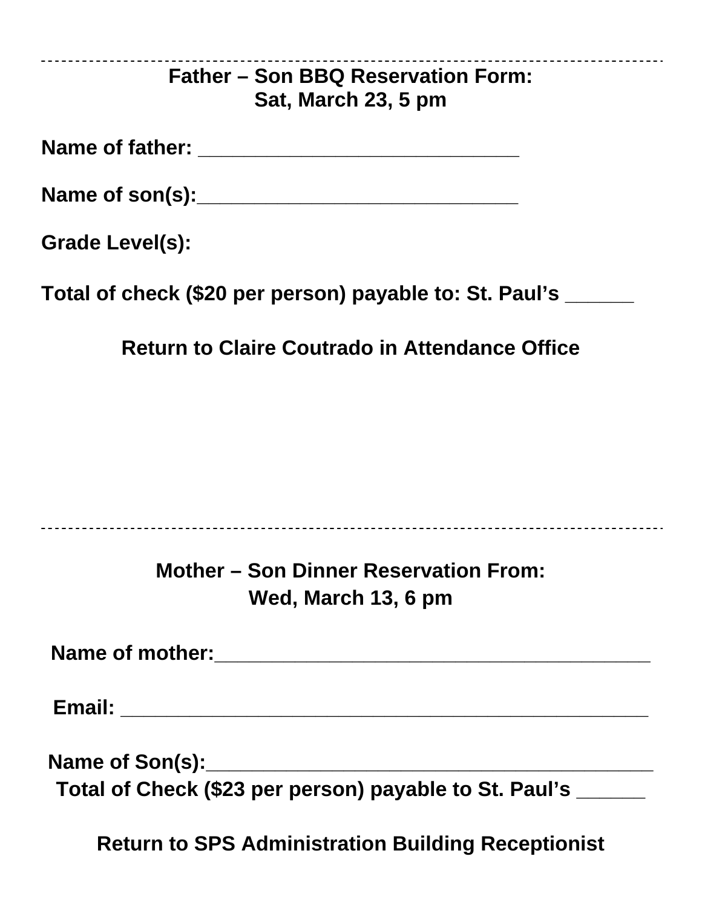---

**Father – Son BBQ Reservation Form:**
**Sat, March 23, 5 pm**

**Name of father:** ______________________________

**Name of son(s):**______________________________

**Grade Level(s):**

**Total of check ($20 per person) payable to: St. Paul's** ______

**Return to Claire Coutrado in Attendance Office**

---

**Mother – Son Dinner Reservation From:**
**Wed, March 13, 6 pm**

**Name of mother:**_________________________________________

**Email:** __________________________________________________

**Name of Son(s):**_________________________________________

**Total of Check ($23 per person) payable to St. Paul's** ______

**Return to SPS Administration Building Receptionist**